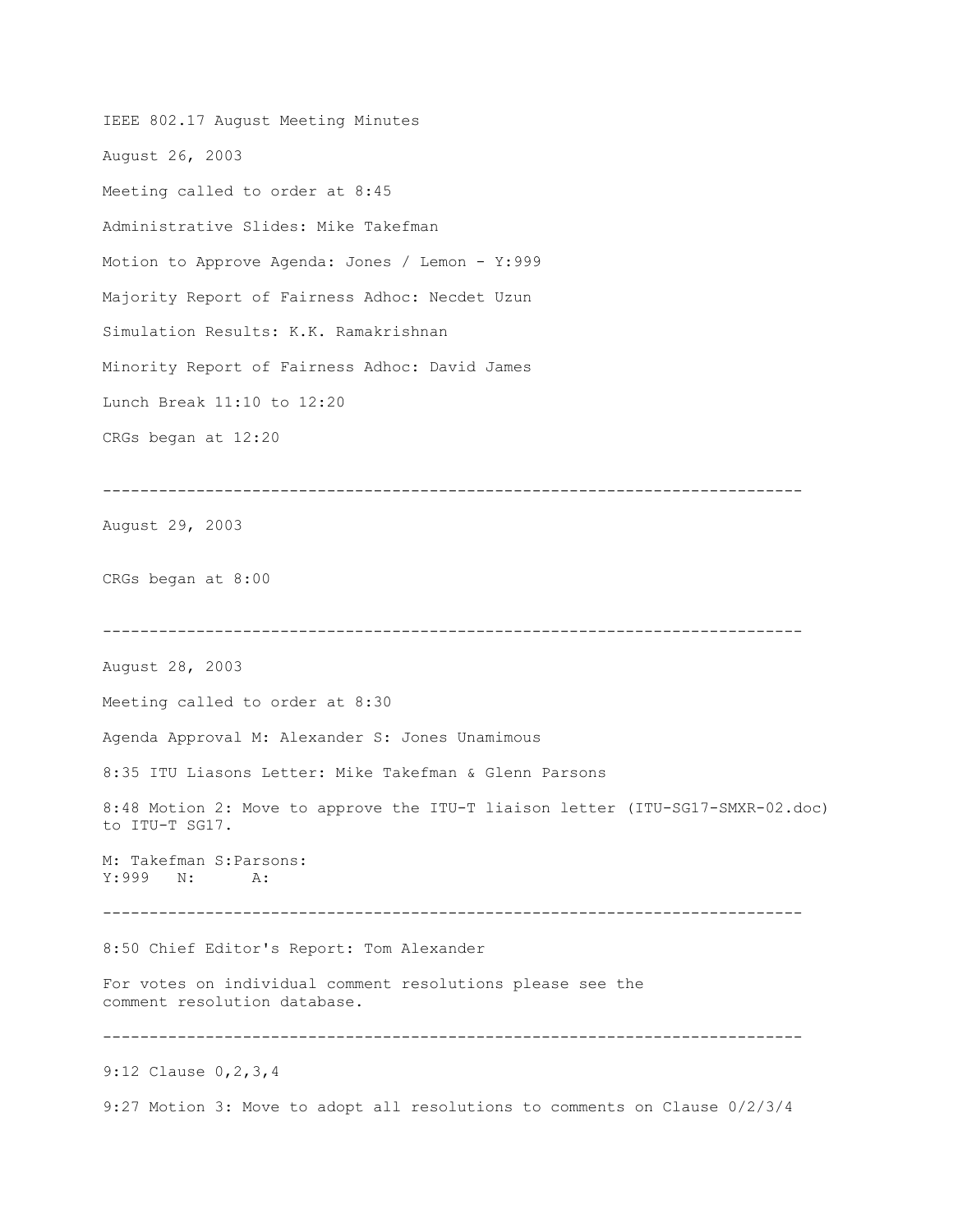IEEE 802.17 August Meeting Minutes

August 26, 2003

Meeting called to order at 8:45

Administrative Slides: Mike Takefman

Motion to Approve Agenda: Jones / Lemon - Y:999

Majority Report of Fairness Adhoc: Necdet Uzun

Simulation Results: K.K. Ramakrishnan

Minority Report of Fairness Adhoc: David James

Lunch Break 11:10 to 12:20

CRGs began at 12:20

---

August 29, 2003

CRGs began at 8:00

---

August 28, 2003

Meeting called to order at 8:30

Agenda Approval M: Alexander S: Jones Unamimous

8:35 ITU Liasons Letter: Mike Takefman & Glenn Parsons

8:48 Motion 2: Move to approve the ITU-T liaison letter (ITU-SG17-SMXR-02.doc) to ITU-T SG17.

M: Takefman S:Parsons:
Y:999 N: A:

---

8:50 Chief Editor's Report: Tom Alexander

For votes on individual comment resolutions please see the comment resolution database.

---

9:12 Clause 0,2,3,4

9:27 Motion 3: Move to adopt all resolutions to comments on Clause 0/2/3/4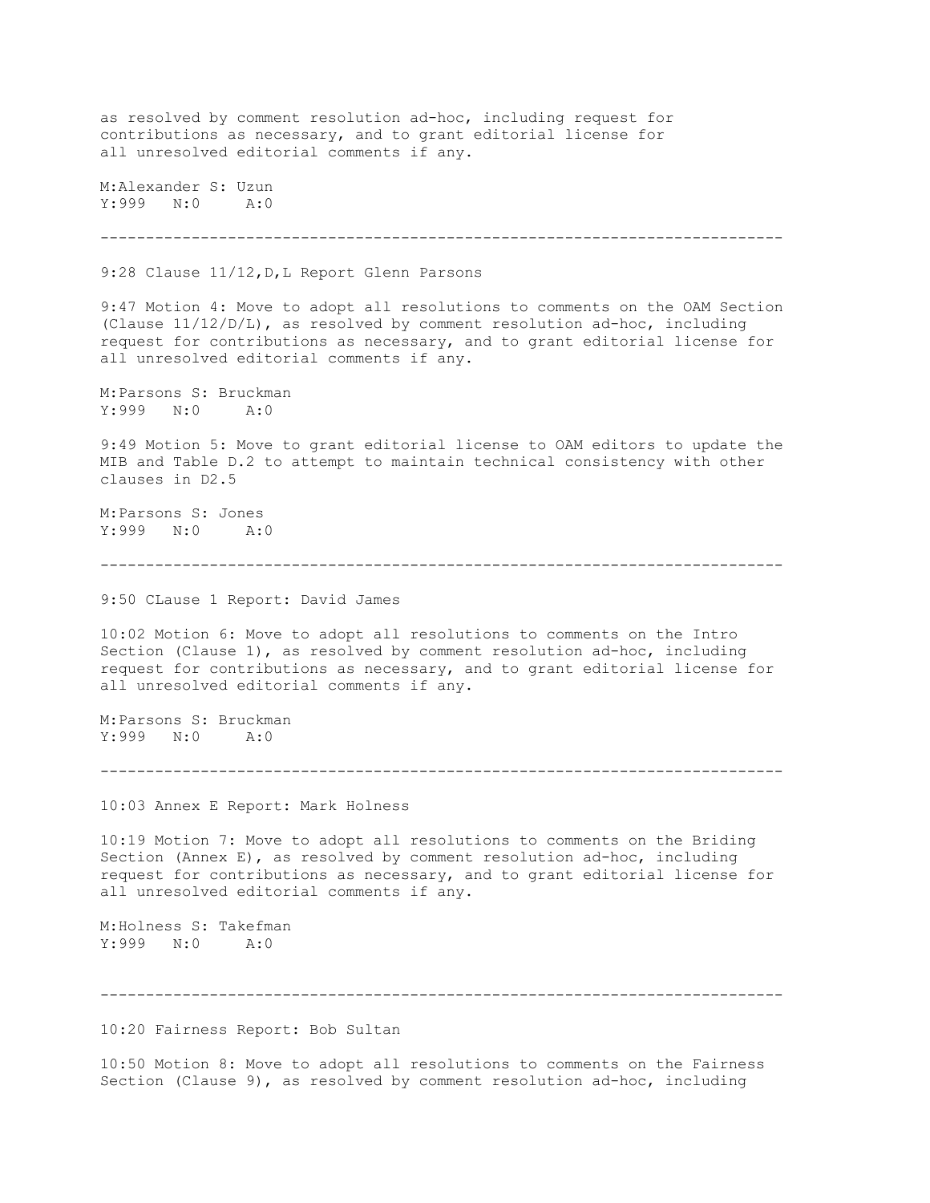as resolved by comment resolution ad-hoc, including request for contributions as necessary, and to grant editorial license for all unresolved editorial comments if any.

M:Alexander S: Uzun
Y:999 N:0 A:0

---

9:28 Clause 11/12,D,L Report Glenn Parsons

9:47 Motion 4: Move to adopt all resolutions to comments on the OAM Section (Clause 11/12/D/L), as resolved by comment resolution ad-hoc, including request for contributions as necessary, and to grant editorial license for all unresolved editorial comments if any.

M:Parsons S: Bruckman
Y:999 N:0 A:0

9:49 Motion 5: Move to grant editorial license to OAM editors to update the MIB and Table D.2 to attempt to maintain technical consistency with other clauses in D2.5

M:Parsons S: Jones
Y:999 N:0 A:0

---

9:50 CLause 1 Report: David James

10:02 Motion 6: Move to adopt all resolutions to comments on the Intro Section (Clause 1), as resolved by comment resolution ad-hoc, including request for contributions as necessary, and to grant editorial license for all unresolved editorial comments if any.

M:Parsons S: Bruckman
Y:999 N:0 A:0

---

10:03 Annex E Report: Mark Holness

10:19 Motion 7: Move to adopt all resolutions to comments on the Briding Section (Annex E), as resolved by comment resolution ad-hoc, including request for contributions as necessary, and to grant editorial license for all unresolved editorial comments if any.

M:Holness S: Takefman
Y:999 N:0 A:0

---

10:20 Fairness Report: Bob Sultan

10:50 Motion 8: Move to adopt all resolutions to comments on the Fairness Section (Clause 9), as resolved by comment resolution ad-hoc, including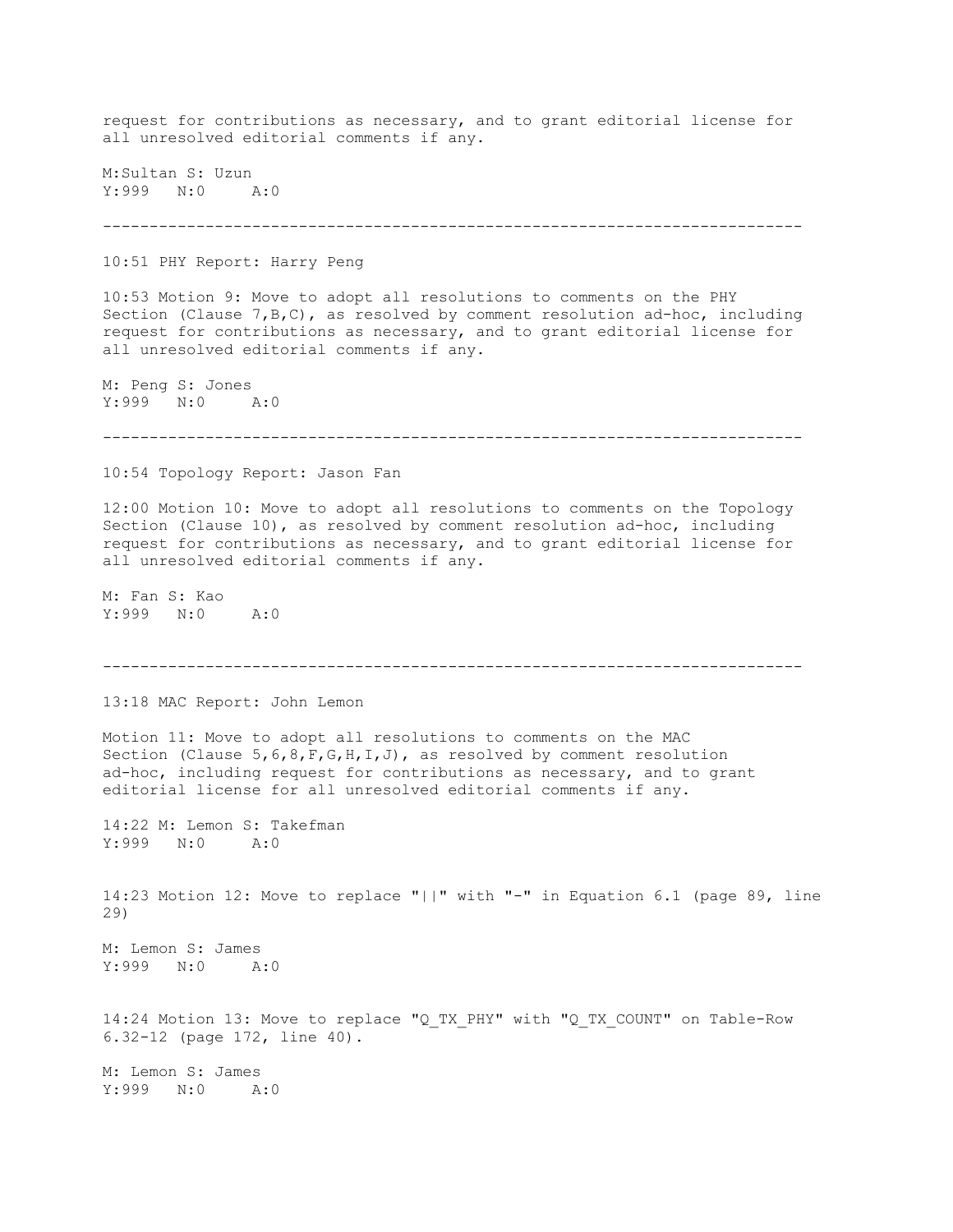request for contributions as necessary, and to grant editorial license for all unresolved editorial comments if any.

M:Sultan S: Uzun
Y:999 N:0 A:0

---

10:51 PHY Report: Harry Peng

10:53 Motion 9: Move to adopt all resolutions to comments on the PHY Section (Clause 7,B,C), as resolved by comment resolution ad-hoc, including request for contributions as necessary, and to grant editorial license for all unresolved editorial comments if any.

M: Peng S: Jones
Y:999 N:0 A:0

---

10:54 Topology Report: Jason Fan

12:00 Motion 10: Move to adopt all resolutions to comments on the Topology Section (Clause 10), as resolved by comment resolution ad-hoc, including request for contributions as necessary, and to grant editorial license for all unresolved editorial comments if any.

M: Fan S: Kao
Y:999 N:0 A:0

---

13:18 MAC Report: John Lemon

Motion 11: Move to adopt all resolutions to comments on the MAC Section (Clause 5,6,8,F,G,H,I,J), as resolved by comment resolution ad-hoc, including request for contributions as necessary, and to grant editorial license for all unresolved editorial comments if any.

14:22 M: Lemon S: Takefman
Y:999 N:0 A:0

14:23 Motion 12: Move to replace "||" with "-" in Equation 6.1 (page 89, line 29)

M: Lemon S: James
Y:999 N:0 A:0

14:24 Motion 13: Move to replace "Q_TX_PHY" with "Q_TX_COUNT" on Table-Row 6.32-12 (page 172, line 40).

M: Lemon S: James
Y:999 N:0 A:0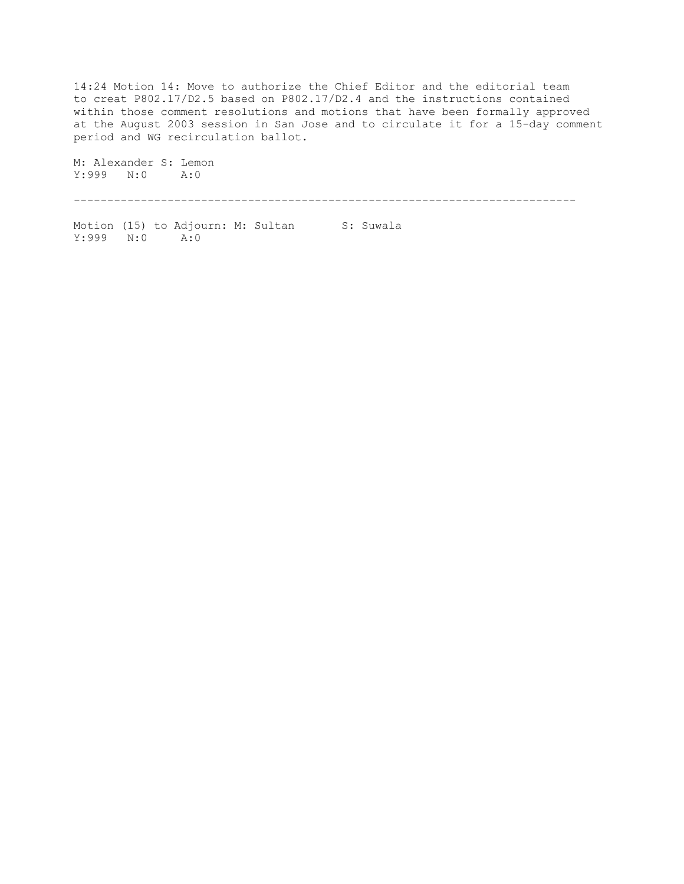14:24 Motion 14: Move to authorize the Chief Editor and the editorial team to creat P802.17/D2.5 based on P802.17/D2.4 and the instructions contained within those comment resolutions and motions that have been formally approved at the August 2003 session in San Jose and to circulate it for a 15-day comment period and WG recirculation ballot.

M: Alexander S: Lemon
Y:999 N:0 A:0

---

Motion (15) to Adjourn: M: Sultan S: Suwala
Y:999 N:0 A:0